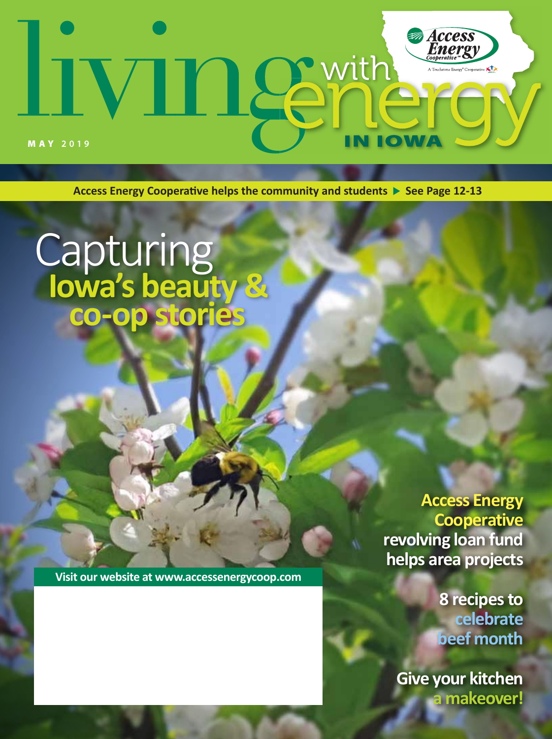# living with energy IN IOWA

Access Energy Cooperative

A Touchstone Energy® Cooperative

**MAY 2019**

**Access Energy Cooperative helps the community and students ▶ See Page 12-13**

## Capturing Iowa's beauty & co-op stories

**Access Energy Cooperative revolving loan fund helps area projects**

**8 recipes to celebrate beef month**

**Give your kitchen a makeover!**

**Visit our website at www.accessenergycoop.com**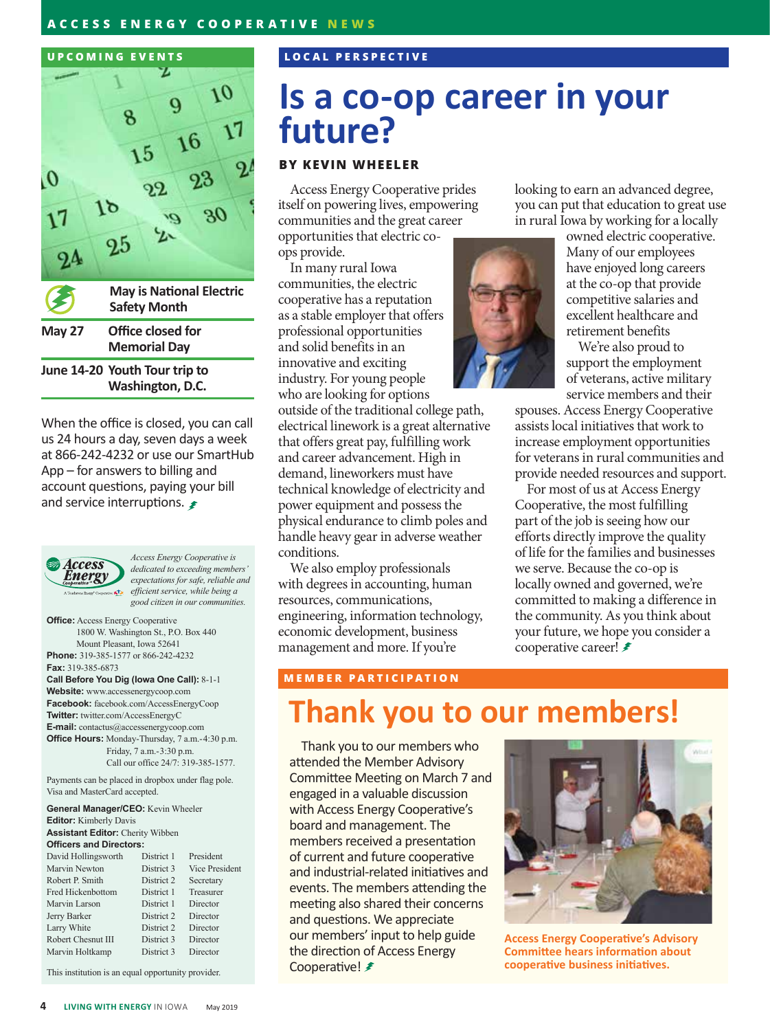## UPCOMING EVENTS

| | |
|---|---|
| | May is National Electric Safety Month |
| May 27 | Office closed for Memorial Day |
| June 14-20 | Youth Tour trip to Washington, D.C. |

When the office is closed, you can call us 24 hours a day, seven days a week at 866-242-4232 or use our SmartHub App – for answers to billing and account questions, paying your bill and service interruptions.

*Access Energy Cooperative is dedicated to exceeding members' expectations for safe, reliable and efficient service, while being a good citizen in our communities.*

**Office:** Access Energy Cooperative
1800 W. Washington St., P.O. Box 440
Mount Pleasant, Iowa 52641
**Phone:** 319-385-1577 or 866-242-4232
**Fax:** 319-385-6873
**Call Before You Dig (Iowa One Call):** 8-1-1
**Website:** www.accessenergycoop.com
**Facebook:** facebook.com/AccessEnergyCoop
**Twitter:** twitter.com/AccessEnergyC
**E-mail:** contactus@accessenergycoop.com
**Office Hours:** Monday-Thursday, 7 a.m.-4:30 p.m.
Friday, 7 a.m.-3:30 p.m.
Call our office 24/7: 319-385-1577.

Payments can be placed in dropbox under flag pole. Visa and MasterCard accepted.

**General Manager/CEO:** Kevin Wheeler
**Editor:** Kimberly Davis
**Assistant Editor:** Cherity Wibben
**Officers and Directors:**

| | | |
|---|---|---|
| David Hollingsworth | District 1 | President |
| Marvin Newton | District 3 | Vice President |
| Robert P. Smith | District 2 | Secretary |
| Fred Hickenbottom | District 1 | Treasurer |
| Marvin Larson | District 1 | Director |
| Jerry Barker | District 2 | Director |
| Larry White | District 2 | Director |
| Robert Chesnut III | District 3 | Director |
| Marvin Holtkamp | District 3 | Director |

This institution is an equal opportunity provider.

## LOCAL PERSPECTIVE

# Is a co-op career in your future?

**BY KEVIN WHEELER**

Access Energy Cooperative prides itself on powering lives, empowering communities and the great career opportunities that electric co-ops provide.

In many rural Iowa communities, the electric cooperative has a reputation as a stable employer that offers professional opportunities and solid benefits in an innovative and exciting industry. For young people who are looking for options outside of the traditional college path, electrical linework is a great alternative that offers great pay, fulfilling work and career advancement. High in demand, lineworkers must have technical knowledge of electricity and power equipment and possess the physical endurance to climb poles and handle heavy gear in adverse weather conditions.

We also employ professionals with degrees in accounting, human resources, communications, engineering, information technology, economic development, business management and more. If you're looking to earn an advanced degree, you can put that education to great use in rural Iowa by working for a locally owned electric cooperative. Many of our employees have enjoyed long careers at the co-op that provide competitive salaries and excellent healthcare and retirement benefits.

We're also proud to support the employment of veterans, active military service members and their spouses. Access Energy Cooperative assists local initiatives that work to increase employment opportunities for veterans in rural communities and provide needed resources and support.

For most of us at Access Energy Cooperative, the most fulfilling part of the job is seeing how our efforts directly improve the quality of life for the families and businesses we serve. Because the co-op is locally owned and governed, we're committed to making a difference in the community. As you think about your future, we hope you consider a cooperative career!

## MEMBER PARTICIPATION

# Thank you to our members!

Thank you to our members who attended the Member Advisory Committee Meeting on March 7 and engaged in a valuable discussion with Access Energy Cooperative's board and management. The members received a presentation of current and future cooperative and industrial-related initiatives and events. The members attending the meeting also shared their concerns and questions. We appreciate our members' input to help guide the direction of Access Energy Cooperative!

Access Energy Cooperative's Advisory Committee hears information about cooperative business initiatives.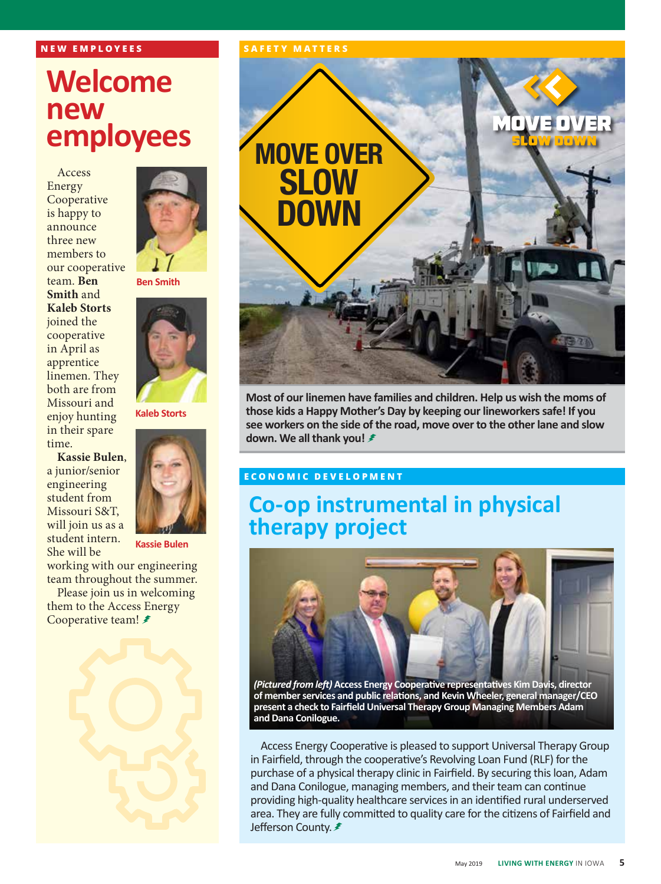NEW EMPLOYEES

# Welcome new employees

Access Energy Cooperative is happy to announce three new members to our cooperative team. **Ben Smith** and **Kaleb Storts** joined the cooperative in April as apprentice linemen. They both are from Missouri and enjoy hunting in their spare time.

**Kassie Bulen**, a junior/senior engineering student from Missouri S&T, will join us as a student intern. She will be working with our engineering team throughout the summer.

Please join us in welcoming them to the Access Energy Cooperative team!

Ben Smith

Kaleb Storts

Kassie Bulen

SAFETY MATTERS

MOVE OVER SLOW DOWN

**Most of our linemen have families and children. Help us wish the moms of those kids a Happy Mother's Day by keeping our lineworkers safe! If you see workers on the side of the road, move over to the other lane and slow down. We all thank you!**

ECONOMIC DEVELOPMENT

## Co-op instrumental in physical therapy project

***(Pictured from left)*** **Access Energy Cooperative representatives Kim Davis, director of member services and public relations, and Kevin Wheeler, general manager/CEO present a check to Fairfield Universal Therapy Group Managing Members Adam and Dana Conilogue.**

Access Energy Cooperative is pleased to support Universal Therapy Group in Fairfield, through the cooperative's Revolving Loan Fund (RLF) for the purchase of a physical therapy clinic in Fairfield. By securing this loan, Adam and Dana Conilogue, managing members, and their team can continue providing high-quality healthcare services in an identified rural underserved area. They are fully committed to quality care for the citizens of Fairfield and Jefferson County.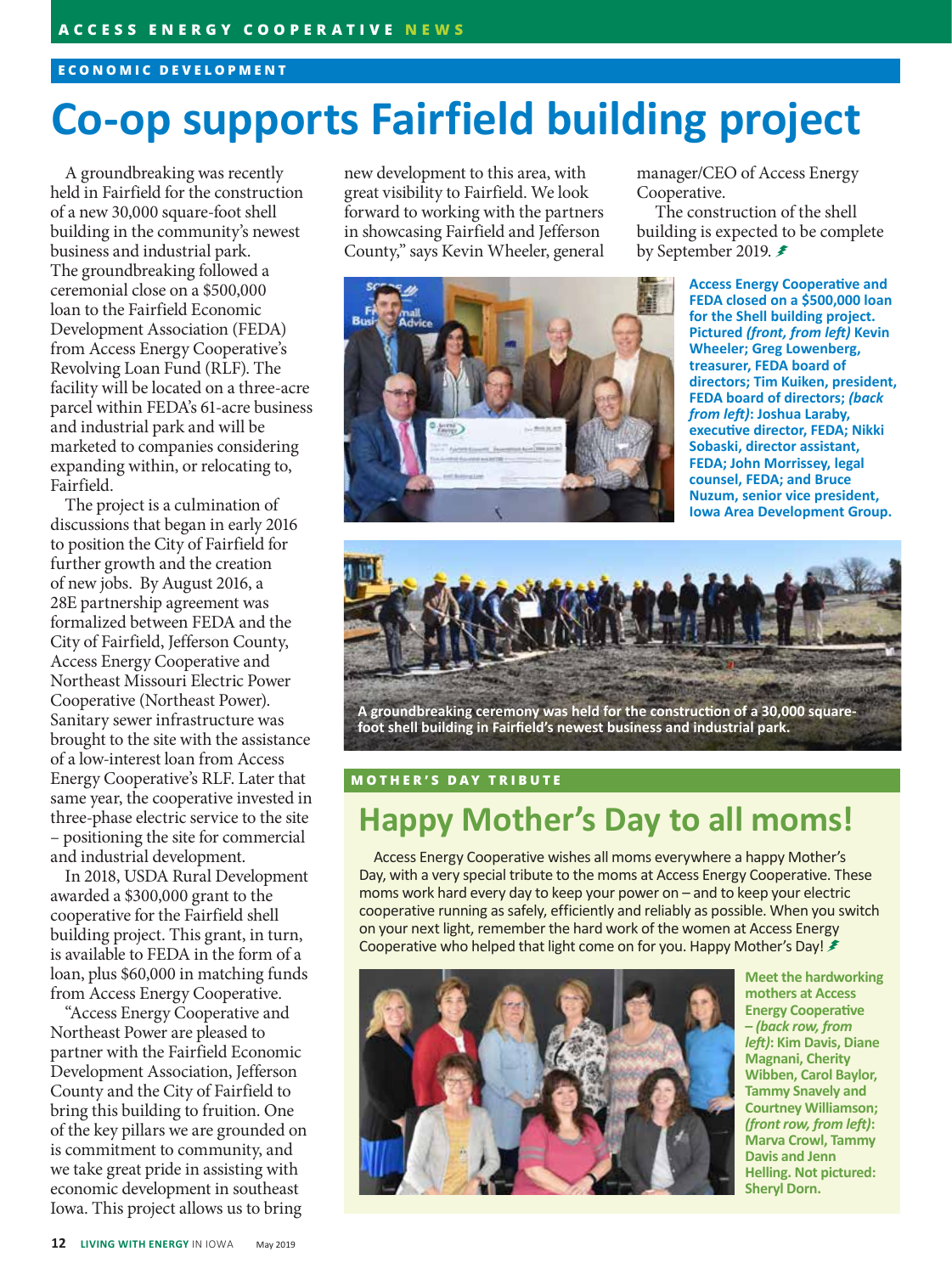ECONOMIC DEVELOPMENT

# Co-op supports Fairfield building project

A groundbreaking was recently held in Fairfield for the construction of a new 30,000 square-foot shell building in the community's newest business and industrial park. The groundbreaking followed a ceremonial close on a $500,000 loan to the Fairfield Economic Development Association (FEDA) from Access Energy Cooperative's Revolving Loan Fund (RLF). The facility will be located on a three-acre parcel within FEDA's 61-acre business and industrial park and will be marketed to companies considering expanding within, or relocating to, Fairfield.

The project is a culmination of discussions that began in early 2016 to position the City of Fairfield for further growth and the creation of new jobs. By August 2016, a 28E partnership agreement was formalized between FEDA and the City of Fairfield, Jefferson County, Access Energy Cooperative and Northeast Missouri Electric Power Cooperative (Northeast Power). Sanitary sewer infrastructure was brought to the site with the assistance of a low-interest loan from Access Energy Cooperative's RLF. Later that same year, the cooperative invested in three-phase electric service to the site – positioning the site for commercial and industrial development.

In 2018, USDA Rural Development awarded a $300,000 grant to the cooperative for the Fairfield shell building project. This grant, in turn, is available to FEDA in the form of a loan, plus $60,000 in matching funds from Access Energy Cooperative.

"Access Energy Cooperative and Northeast Power are pleased to partner with the Fairfield Economic Development Association, Jefferson County and the City of Fairfield to bring this building to fruition. One of the key pillars we are grounded on is commitment to community, and we take great pride in assisting with economic development in southeast Iowa. This project allows us to bring new development to this area, with great visibility to Fairfield. We look forward to working with the partners in showcasing Fairfield and Jefferson County," says Kevin Wheeler, general manager/CEO of Access Energy Cooperative.

The construction of the shell building is expected to be complete by September 2019.

**Access Energy Cooperative and FEDA closed on a $500,000 loan for the Shell building project. Pictured *(front, from left)* Kevin Wheeler; Greg Lowenberg, treasurer, FEDA board of directors; Tim Kuiken, president, FEDA board of directors; *(back from left)*: Joshua Laraby, executive director, FEDA; Nikki Sobaski, director assistant, FEDA; John Morrissey, legal counsel, FEDA; and Bruce Nuzum, senior vice president, Iowa Area Development Group.**

**A groundbreaking ceremony was held for the construction of a 30,000 square-foot shell building in Fairfield's newest business and industrial park.**

MOTHER'S DAY TRIBUTE

# Happy Mother's Day to all moms!

Access Energy Cooperative wishes all moms everywhere a happy Mother's Day, with a very special tribute to the moms at Access Energy Cooperative. These moms work hard every day to keep your power on – and to keep your electric cooperative running as safely, efficiently and reliably as possible. When you switch on your next light, remember the hard work of the women at Access Energy Cooperative who helped that light come on for you. Happy Mother's Day!

**Meet the hardworking mothers at Access Energy Cooperative – *(back row, from left)*: Kim Davis, Diane Magnani, Cherity Wibben, Carol Baylor, Tammy Snavely and Courtney Williamson; *(front row, from left)*: Marva Crowl, Tammy Davis and Jenn Helling. Not pictured: Sheryl Dorn.**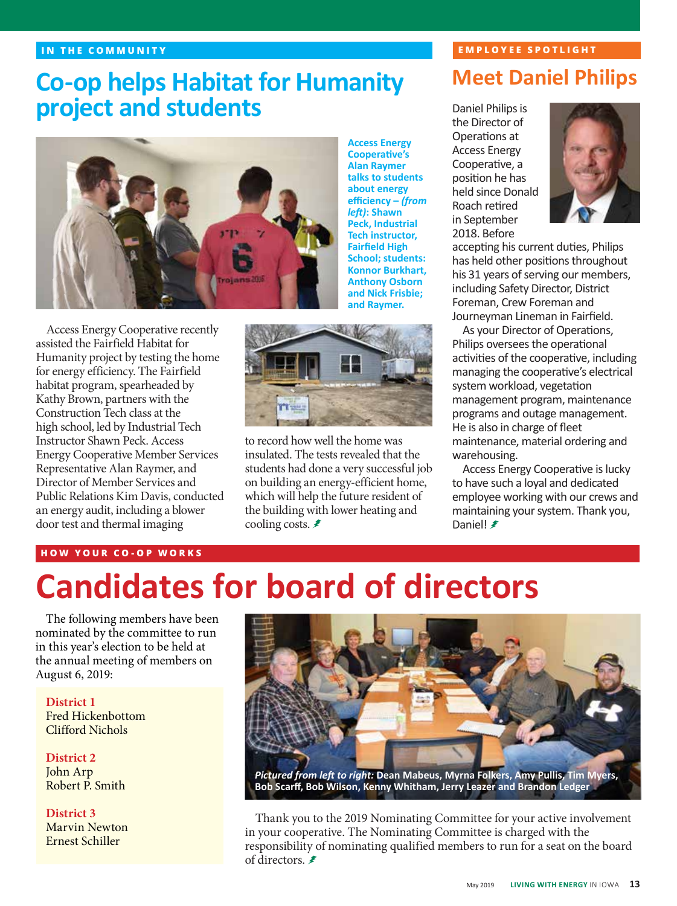IN THE COMMUNITY

# Co-op helps Habitat for Humanity project and students

**Access Energy Cooperative's Alan Raymer talks to students about energy efficiency – *(from left)*: Shawn Peck, Industrial Tech instructor, Fairfield High School; students: Konnor Burkhart, Anthony Osborn and Nick Frisbie; and Raymer.**

Access Energy Cooperative recently assisted the Fairfield Habitat for Humanity project by testing the home for energy efficiency. The Fairfield habitat program, spearheaded by Kathy Brown, partners with the Construction Tech class at the high school, led by Industrial Tech Instructor Shawn Peck. Access Energy Cooperative Member Services Representative Alan Raymer, and Director of Member Services and Public Relations Kim Davis, conducted an energy audit, including a blower door test and thermal imaging to record how well the home was insulated. The tests revealed that the students had done a very successful job on building an energy-efficient home, which will help the future resident of the building with lower heating and cooling costs.

EMPLOYEE SPOTLIGHT

# Meet Daniel Philips

Daniel Philips is the Director of Operations at Access Energy Cooperative, a position he has held since Donald Roach retired in September 2018. Before accepting his current duties, Philips has held other positions throughout his 31 years of serving our members, including Safety Director, District Foreman, Crew Foreman and Journeyman Lineman in Fairfield.

As your Director of Operations, Philips oversees the operational activities of the cooperative, including managing the cooperative's electrical system workload, vegetation management program, maintenance programs and outage management. He is also in charge of fleet maintenance, material ordering and warehousing.

Access Energy Cooperative is lucky to have such a loyal and dedicated employee working with our crews and maintaining your system. Thank you, Daniel!

HOW YOUR CO-OP WORKS

# Candidates for board of directors

The following members have been nominated by the committee to run in this year's election to be held at the annual meeting of members on August 6, 2019:

**District 1**
Fred Hickenbottom
Clifford Nichols

**District 2**
John Arp
Robert P. Smith

**District 3**
Marvin Newton
Ernest Schiller

***Pictured from left to right:*** **Dean Mabeus, Myrna Folkers, Amy Pullis, Tim Myers, Bob Scarff, Bob Wilson, Kenny Whitham, Jerry Leazer and Brandon Ledger**

Thank you to the 2019 Nominating Committee for your active involvement in your cooperative. The Nominating Committee is charged with the responsibility of nominating qualified members to run for a seat on the board of directors.